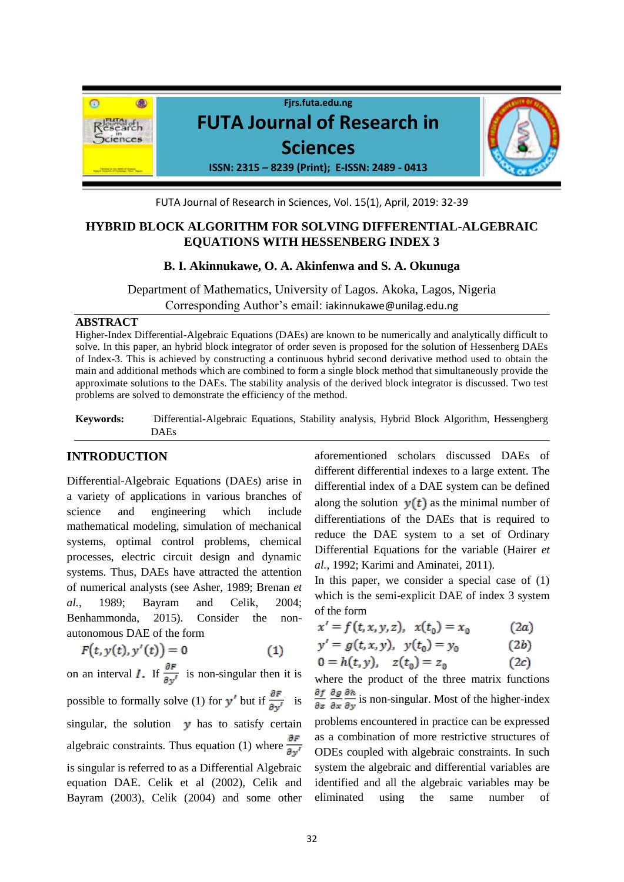# HYBRID BLOCK ALGORITHM FOR SOLVING DIFFERENTIAL-ALGEBRAIC EQUATIONS WITH HESSENBERG INDEX 3

**B. I. Akinnukawe, O. A. Akinfenwa and S. A. Okunuga**

Department of Mathematics, University of Lagos. Akoka, Lagos, Nigeria

Corresponding Author's email: iakinnukawe@unilag.edu.ng

## ABSTRACT

Higher-Index Differential-Algebraic Equations (DAEs) are known to be numerically and analytically difficult to solve. In this paper, an hybrid block integrator of order seven is proposed for the solution of Hessenberg DAEs of Index-3. This is achieved by constructing a continuous hybrid second derivative method used to obtain the main and additional methods which are combined to form a single block method that simultaneously provide the approximate solutions to the DAEs. The stability analysis of the derived block integrator is discussed. Two test problems are solved to demonstrate the efficiency of the method.

**Keywords:** Differential-Algebraic Equations, Stability analysis, Hybrid Block Algorithm, Hessengberg DAEs

## INTRODUCTION

Differential-Algebraic Equations (DAEs) arise in a variety of applications in various branches of science and engineering which include mathematical modeling, simulation of mechanical systems, optimal control problems, chemical processes, electric circuit design and dynamic systems. Thus, DAEs have attracted the attention of numerical analysts (see Asher, 1989; Brenan *et al.*, 1989; Bayram and Celik, 2004; Benhammonda, 2015). Consider the non-autonomous DAE of the form

$$F(t, y(t), y'(t)) = 0 \qquad (1)$$

on an interval $I$. If $\frac{\partial F}{\partial y'}$ is non-singular then it is possible to formally solve (1) for $y'$ but if $\frac{\partial F}{\partial y'}$ is singular, the solution $y$ has to satisfy certain algebraic constraints. Thus equation (1) where $\frac{\partial F}{\partial y'}$ is singular is referred to as a Differential Algebraic equation DAE. Celik et al (2002), Celik and Bayram (2003), Celik (2004) and some other aforementioned scholars discussed DAEs of different differential indexes to a large extent. The differential index of a DAE system can be defined along the solution $y(t)$ as the minimal number of differentiations of the DAEs that is required to reduce the DAE system to a set of Ordinary Differential Equations for the variable (Hairer *et al.*, 1992; Karimi and Aminatei, 2011).

In this paper, we consider a special case of (1) which is the semi-explicit DAE of index 3 system of the form

$$x' = f(t, x, y, z), \quad x(t_0) = x_0 \qquad (2a)$$

$$y' = g(t, x, y), \quad y(t_0) = y_0 \qquad (2b)$$

$$0 = h(t, y), \quad z(t_0) = z_0 \qquad (2c)$$

where the product of the three matrix functions $\frac{\partial f}{\partial z}\frac{\partial g}{\partial x}\frac{\partial h}{\partial y}$ is non-singular. Most of the higher-index problems encountered in practice can be expressed as a combination of more restrictive structures of ODEs coupled with algebraic constraints. In such system the algebraic and differential variables are identified and all the algebraic variables may be eliminated using the same number of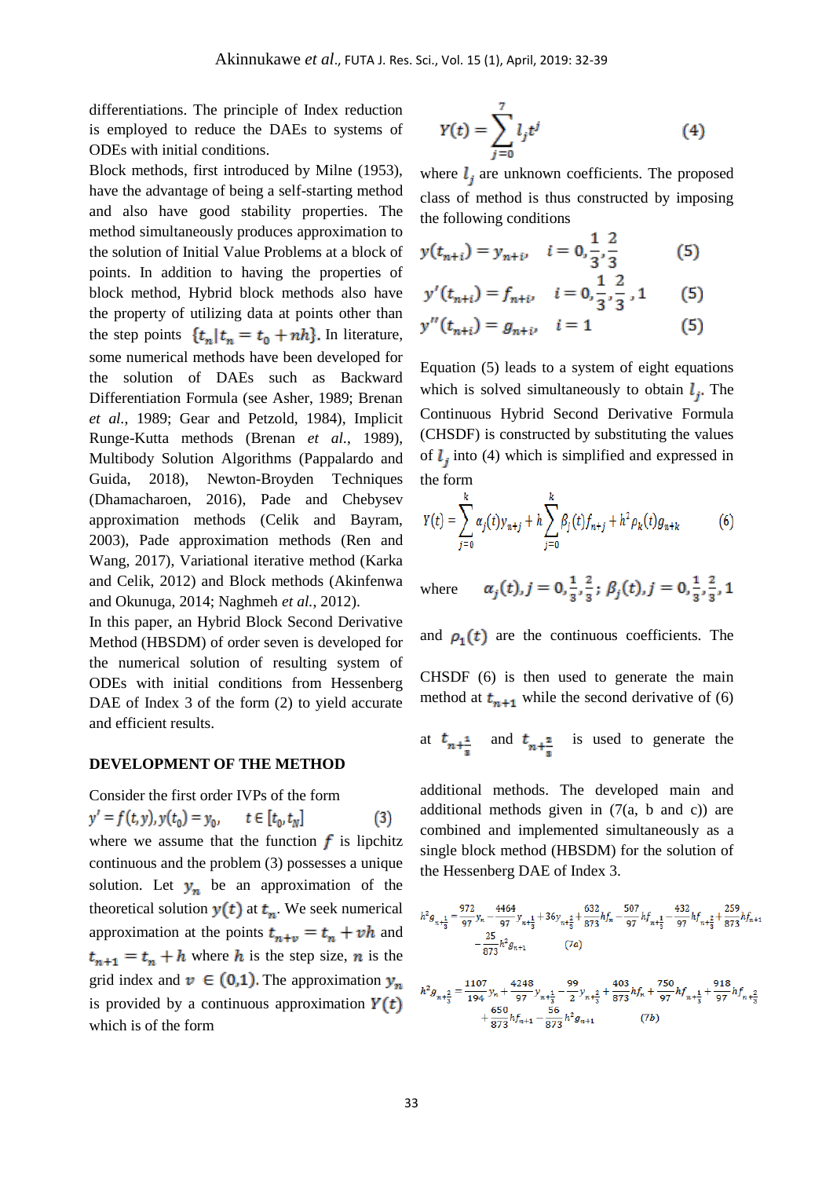differentiations. The principle of Index reduction is employed to reduce the DAEs to systems of ODEs with initial conditions.

Block methods, first introduced by Milne (1953), have the advantage of being a self-starting method and also have good stability properties. The method simultaneously produces approximation to the solution of Initial Value Problems at a block of points. In addition to having the properties of block method, Hybrid block methods also have the property of utilizing data at points other than the step points $\{t_n | t_n = t_0 + nh\}$. In literature, some numerical methods have been developed for the solution of DAEs such as Backward Differentiation Formula (see Asher, 1989; Brenan *et al.*, 1989; Gear and Petzold, 1984), Implicit Runge-Kutta methods (Brenan *et al.*, 1989), Multibody Solution Algorithms (Pappalardo and Guida, 2018), Newton-Broyden Techniques (Dhamacharoen, 2016), Pade and Chebysev approximation methods (Celik and Bayram, 2003), Pade approximation methods (Ren and Wang, 2017), Variational iterative method (Karka and Celik, 2012) and Block methods (Akinfenwa and Okunuga, 2014; Naghmeh *et al.*, 2012).

In this paper, an Hybrid Block Second Derivative Method (HBSDM) of order seven is developed for the numerical solution of resulting system of ODEs with initial conditions from Hessenberg DAE of Index 3 of the form (2) to yield accurate and efficient results.

## DEVELOPMENT OF THE METHOD

Consider the first order IVPs of the form

$$y' = f(t, y), y(t_0) = y_0, \quad t \in [t_0, t_N] \tag{3}$$

where we assume that the function $f$ is lipchitz continuous and the problem (3) possesses a unique solution. Let $y_n$ be an approximation of the theoretical solution $y(t)$ at $t_n$. We seek numerical approximation at the points $t_{n+v} = t_n + vh$ and $t_{n+1} = t_n + h$ where $h$ is the step size, $n$ is the grid index and $v \in (0,1)$. The approximation $y_n$ is provided by a continuous approximation $Y(t)$ which is of the form

$$Y(t) = \sum_{j=0}^{7} l_j t^j \tag{4}$$

where $l_j$ are unknown coefficients. The proposed class of method is thus constructed by imposing the following conditions

$$y(t_{n+i}) = y_{n+i}, \quad i = 0, \frac{1}{3}, \frac{2}{3} \tag{5}$$

$$y'(t_{n+i}) = f_{n+i}, \quad i = 0, \frac{1}{3}, \frac{2}{3}, 1 \tag{5}$$

$$y''(t_{n+i}) = g_{n+i}, \quad i = 1 \tag{5}$$

Equation (5) leads to a system of eight equations which is solved simultaneously to obtain $l_j$. The Continuous Hybrid Second Derivative Formula (CHSDF) is constructed by substituting the values of $l_j$ into (4) which is simplified and expressed in the form

$$Y(t) = \sum_{j=0}^{k} \alpha_j(t) y_{n+j} + h \sum_{j=0}^{k} \beta_j(t) f_{n+j} + h^2 \rho_k(t) g_{n+k} \tag{6}$$

where $\alpha_j(t), j = 0, \frac{1}{3}, \frac{2}{3}$; $\beta_j(t), j = 0, \frac{1}{3}, \frac{2}{3}, 1$ and $\rho_1(t)$ are the continuous coefficients. The CHSDF (6) is then used to generate the main method at $t_{n+1}$ while the second derivative of (6) at $t_{n+\frac{1}{3}}$ and $t_{n+\frac{2}{3}}$ is used to generate the additional methods. The developed main and additional methods given in (7(a, b and c)) are combined and implemented simultaneously as a single block method (HBSDM) for the solution of the Hessenberg DAE of Index 3.

$$h^2 g_{n+\frac{1}{3}} = \frac{972}{97} y_n - \frac{4464}{97} y_{n+\frac{1}{3}} + 36 y_{n+\frac{2}{3}} + \frac{632}{873} h f_n - \frac{507}{97} h f_{n+\frac{1}{3}} - \frac{432}{97} h f_{n+\frac{2}{3}} + \frac{259}{873} h f_{n+1} - \frac{25}{873} h^2 g_{n+1} \tag{7a}$$

$$h^2 g_{n+\frac{2}{3}} = \frac{1107}{194} y_n + \frac{4248}{97} y_{n+\frac{1}{3}} - \frac{99}{2} y_{n+\frac{2}{3}} + \frac{403}{873} h f_n + \frac{750}{97} h f_{n+\frac{1}{3}} + \frac{918}{97} h f_{n+\frac{2}{3}} + \frac{650}{873} h f_{n+1} - \frac{56}{873} h^2 g_{n+1} \tag{7b}$$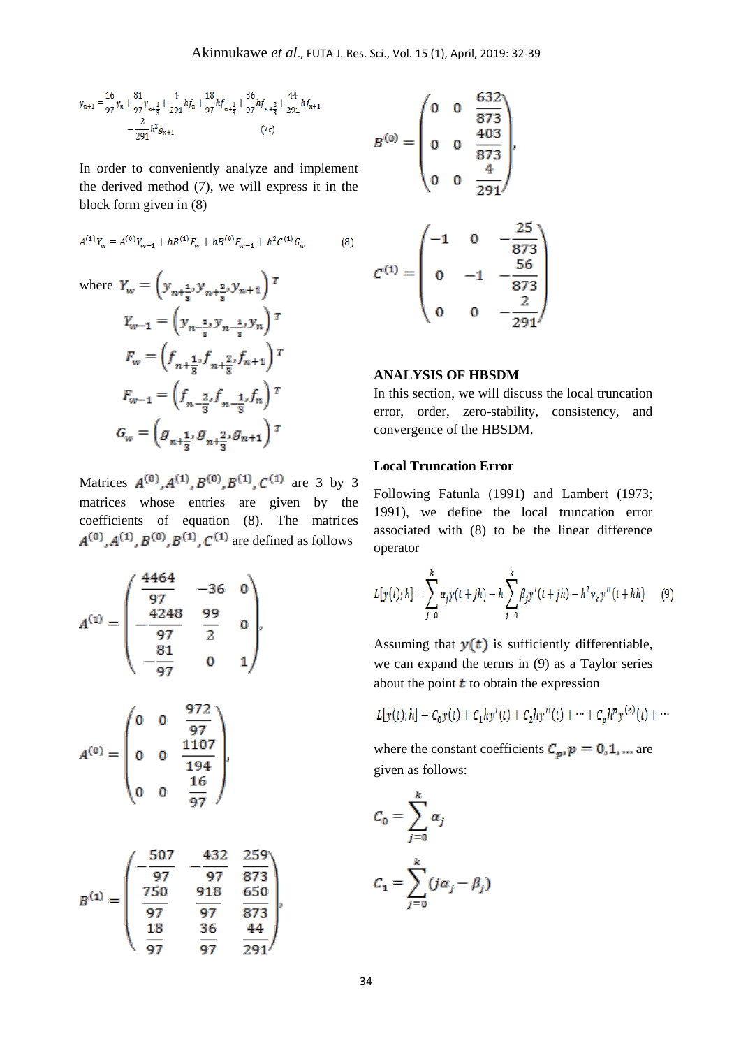$$y_{n+1} = \frac{16}{97}y_n + \frac{81}{97}y_{n+\frac{1}{3}} + \frac{4}{291}hf_n + \frac{18}{97}hf_{n+\frac{1}{3}} + \frac{36}{97}hf_{n+\frac{2}{3}} + \frac{44}{291}hf_{n+1} - \frac{2}{291}h^2 g_{n+1} \qquad (7c)$$

In order to conveniently analyze and implement the derived method (7), we will express it in the block form given in (8)

$$A^{(1)}Y_w = A^{(0)}Y_{w-1} + hB^{(1)}F_w + hB^{(0)}F_{w-1} + h^2 C^{(1)} G_w \qquad (8)$$

where $Y_w = \left(y_{n+\frac{1}{3}}, y_{n+\frac{2}{3}}, y_{n+1}\right)^T$

$$Y_{w-1} = \left(y_{n-\frac{2}{3}}, y_{n-\frac{1}{3}}, y_n\right)^T$$

$$F_w = \left(f_{n+\frac{1}{3}}, f_{n+\frac{2}{3}}, f_{n+1}\right)^T$$

$$F_{w-1} = \left(f_{n-\frac{2}{3}}, f_{n-\frac{1}{3}}, f_n\right)^T$$

$$G_w = \left(g_{n+\frac{1}{3}}, g_{n+\frac{2}{3}}, g_{n+1}\right)^T$$

Matrices $A^{(0)}, A^{(1)}, B^{(0)}, B^{(1)}, C^{(1)}$ are 3 by 3 matrices whose entries are given by the coefficients of equation (8). The matrices $A^{(0)}, A^{(1)}, B^{(0)}, B^{(1)}, C^{(1)}$ are defined as follows

$$A^{(1)} = \begin{pmatrix} \frac{4464}{97} & -36 & 0 \\ -\frac{4248}{97} & \frac{99}{2} & 0 \\ -\frac{81}{97} & 0 & 1 \end{pmatrix},$$

$$A^{(0)} = \begin{pmatrix} 0 & 0 & \frac{972}{97} \\ 0 & 0 & \frac{1107}{194} \\ 0 & 0 & \frac{16}{97} \end{pmatrix},$$

$$B^{(1)} = \begin{pmatrix} -\frac{507}{97} & -\frac{432}{97} & \frac{259}{873} \\ \frac{750}{97} & \frac{918}{97} & \frac{650}{873} \\ \frac{18}{97} & \frac{36}{97} & \frac{44}{291} \end{pmatrix},$$

$$B^{(0)} = \begin{pmatrix} 0 & 0 & \frac{632}{873} \\ 0 & 0 & \frac{403}{873} \\ 0 & 0 & \frac{4}{291} \end{pmatrix},$$

$$C^{(1)} = \begin{pmatrix} -1 & 0 & -\frac{25}{873} \\ 0 & -1 & -\frac{56}{873} \\ 0 & 0 & -\frac{2}{291} \end{pmatrix}$$

## ANALYSIS OF HBSDM

In this section, we will discuss the local truncation error, order, zero-stability, consistency, and convergence of the HBSDM.

### Local Truncation Error

Following Fatunla (1991) and Lambert (1973; 1991), we define the local truncation error associated with (8) to be the linear difference operator

$$L[y(t);h] = \sum_{j=0}^{k} \alpha_j y(t+jh) - h\sum_{j=0}^{k} \beta_j y'(t+jh) - h^2 \gamma_k y''(t+kh) \qquad (9)$$

Assuming that $y(t)$ is sufficiently differentiable, we can expand the terms in (9) as a Taylor series about the point $t$ to obtain the expression

$$L[y(t);h] = C_0 y(t) + C_1 hy'(t) + C_2 hy''(t) + \cdots + C_p h^p y^{(p)}(t) + \cdots$$

where the constant coefficients $C_p, p = 0,1,\ldots$ are given as follows:

$$C_0 = \sum_{j=0}^{k} \alpha_j$$

$$C_1 = \sum_{j=0}^{k} (j\alpha_j - \beta_j)$$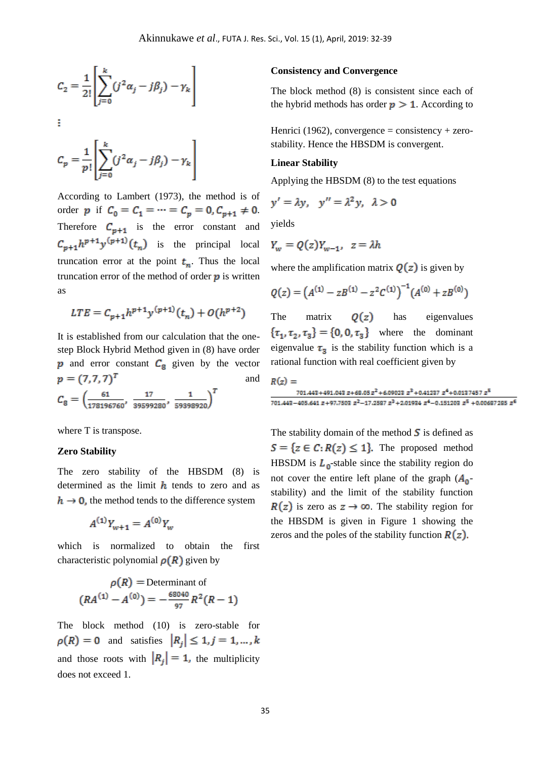$$C_2 = \frac{1}{2!}\left[\sum_{j=0}^{k}(j^2\alpha_j - j\beta_j) - \gamma_k\right]$$

$\vdots$

$$C_p = \frac{1}{p!}\left[\sum_{j=0}^{k}(j^2\alpha_j - j\beta_j) - \gamma_k\right]$$

According to Lambert (1973), the method is of order $p$ if $C_0 = C_1 = \cdots = C_p = 0, C_{p+1} \neq 0$. Therefore $C_{p+1}$ is the error constant and $C_{p+1}h^{p+1}y^{(p+1)}(t_n)$ is the principal local truncation error at the point $t_n$. Thus the local truncation error of the method of order $p$ is written as

$$LTE = C_{p+1}h^{p+1}y^{(p+1)}(t_n) + O(h^{p+2})$$

It is established from our calculation that the one-step Block Hybrid Method given in (8) have order $p$ and error constant $C_8$ given by the vector $p = (7,7,7)^T$ and $C_8 = \left(\frac{61}{178196760}, \frac{17}{39599280}, \frac{1}{59398920}\right)^T$

where T is transpose.

**Zero Stability**

The zero stability of the HBSDM (8) is determined as the limit $h$ tends to zero and as $h \to 0$, the method tends to the difference system

$$A^{(1)}Y_{w+1} = A^{(0)}Y_w$$

which is normalized to obtain the first characteristic polynomial $\rho(R)$ given by

$$\rho(R) = \text{Determinant of } (RA^{(1)} - A^{(0)}) = -\frac{68040}{97}R^2(R-1)$$

The block method (10) is zero-stable for $\rho(R) = 0$ and satisfies $|R_j| \leq 1, j = 1, \ldots, k$ and those roots with $|R_j| = 1$, the multiplicity does not exceed 1.

**Consistency and Convergence**

The block method (8) is consistent since each of the hybrid methods has order $p > 1$. According to Henrici (1962), convergence = consistency + zero-stability. Hence the HBSDM is convergent.

**Linear Stability**

Applying the HBSDM (8) to the test equations

$$y' = \lambda y, \quad y'' = \lambda^2 y, \quad \lambda > 0$$

yields

$$Y_w = Q(z)Y_{w-1}, \quad z = \lambda h$$

where the amplification matrix $Q(z)$ is given by

$$Q(z) = \left(A^{(1)} - zB^{(1)} - z^2C^{(1)}\right)^{-1}\left(A^{(0)} + zB^{(0)}\right)$$

The matrix $Q(z)$ has eigenvalues $\{\tau_1, \tau_2, \tau_3\} = \{0, 0, \tau_3\}$ where the dominant eigenvalue $\tau_3$ is the stability function which is a rational function with real coefficient given by

$$R(z) = \frac{701.443 + 491.043\, z + 68.05\, z^2 + 6.09023\, z^3 + 0.41237\, z^4 + 0.0137457\, z^5}{701.443 - 405.641\, z + 97.7503\, z^2 - 17.2587\, z^3 + 2.01924\, z^4 - 0.151203\, z^5 + 0.00687285\, z^6}$$

The stability domain of the method $S$ is defined as $S = \{z \in C : R(z) \leq 1\}$. The proposed method HBSDM is $L_0$-stable since the stability region do not cover the entire left plane of the graph ($A_0$-stability) and the limit of the stability function $R(z)$ is zero as $z \to \infty$. The stability region for the HBSDM is given in Figure 1 showing the zeros and the poles of the stability function $R(z)$.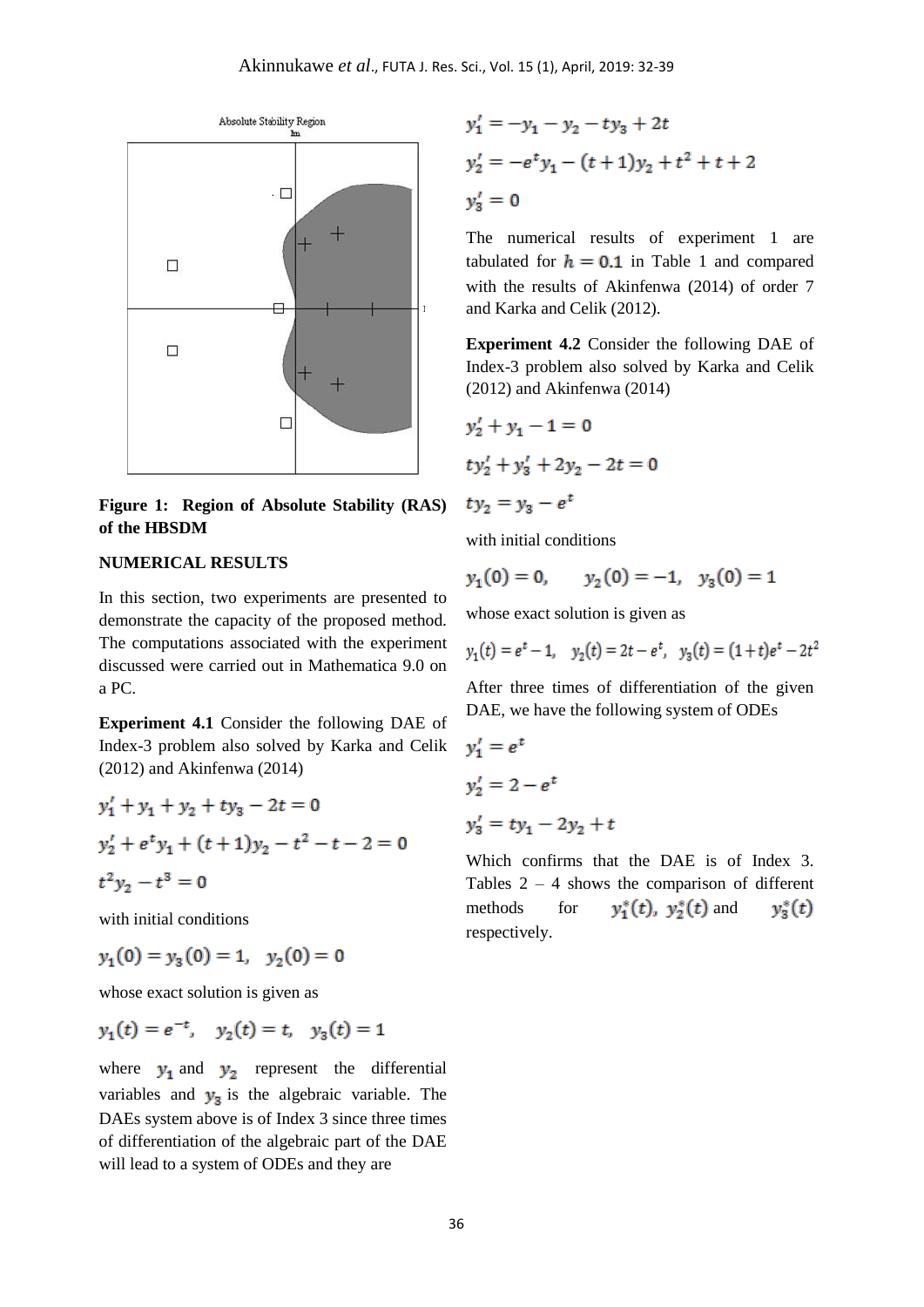Figure 1: Region of Absolute Stability (RAS) of the HBSDM

## NUMERICAL RESULTS

In this section, two experiments are presented to demonstrate the capacity of the proposed method. The computations associated with the experiment discussed were carried out in Mathematica 9.0 on a PC.

**Experiment 4.1** Consider the following DAE of Index-3 problem also solved by Karka and Celik (2012) and Akinfenwa (2014)

$$y_1' + y_1 + y_2 + ty_3 - 2t = 0$$

$$y_2' + e^t y_1 + (t+1)y_2 - t^2 - t - 2 = 0$$

$$t^2 y_2 - t^3 = 0$$

with initial conditions

$$y_1(0) = y_3(0) = 1, \quad y_2(0) = 0$$

whose exact solution is given as

$$y_1(t) = e^{-t}, \quad y_2(t) = t, \quad y_3(t) = 1$$

where $y_1$ and $y_2$ represent the differential variables and $y_3$ is the algebraic variable. The DAEs system above is of Index 3 since three times of differentiation of the algebraic part of the DAE will lead to a system of ODEs and they are

$$y_1' = -y_1 - y_2 - ty_3 + 2t$$

$$y_2' = -e^t y_1 - (t+1)y_2 + t^2 + t + 2$$

$$y_3' = 0$$

The numerical results of experiment 1 are tabulated for $h = 0.1$ in Table 1 and compared with the results of Akinfenwa (2014) of order 7 and Karka and Celik (2012).

**Experiment 4.2** Consider the following DAE of Index-3 problem also solved by Karka and Celik (2012) and Akinfenwa (2014)

$$y_2' + y_1 - 1 = 0$$

$$ty_2' + y_3' + 2y_2 - 2t = 0$$

$$ty_2 = y_3 - e^t$$

with initial conditions

$$y_1(0) = 0, \quad y_2(0) = -1, \quad y_3(0) = 1$$

whose exact solution is given as

$$y_1(t) = e^t - 1, \quad y_2(t) = 2t - e^t, \quad y_3(t) = (1+t)e^t - 2t^2$$

After three times of differentiation of the given DAE, we have the following system of ODEs

$$y_1' = e^t$$

$$y_2' = 2 - e^t$$

$$y_3' = ty_1 - 2y_2 + t$$

Which confirms that the DAE is of Index 3. Tables 2 – 4 shows the comparison of different methods for $y_1^*(t)$, $y_2^*(t)$ and $y_3^*(t)$ respectively.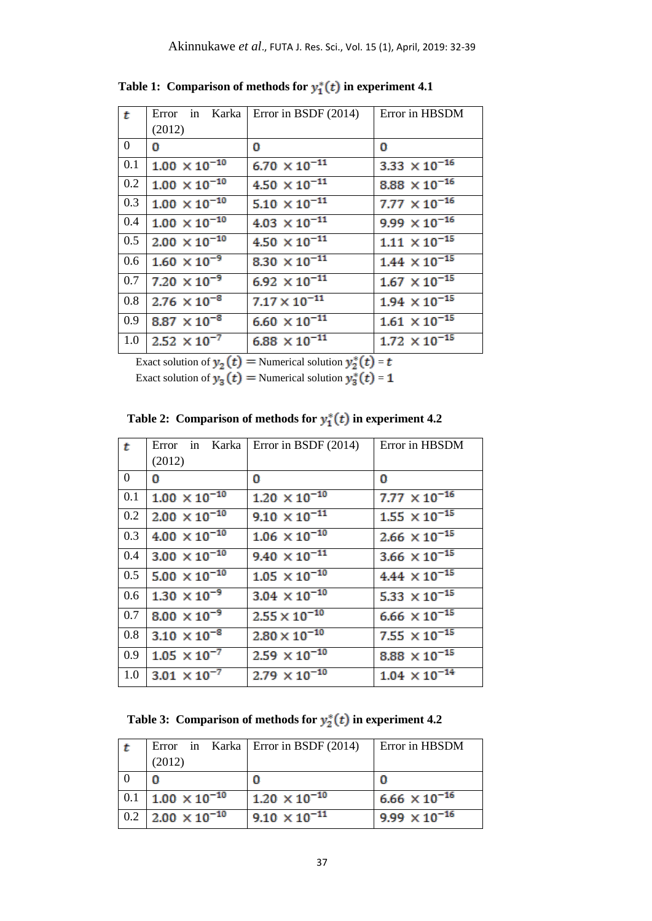**Table 1: Comparison of methods for $y_1^*(t)$ in experiment 4.1**

| $t$ | Error in Karka (2012) | Error in BSDF (2014) | Error in HBSDM |
|---|---|---|---|
| 0 | $0$ | $0$ | $0$ |
| 0.1 | $1.00 \times 10^{-10}$ | $6.70 \times 10^{-11}$ | $3.33 \times 10^{-16}$ |
| 0.2 | $1.00 \times 10^{-10}$ | $4.50 \times 10^{-11}$ | $8.88 \times 10^{-16}$ |
| 0.3 | $1.00 \times 10^{-10}$ | $5.10 \times 10^{-11}$ | $7.77 \times 10^{-16}$ |
| 0.4 | $1.00 \times 10^{-10}$ | $4.03 \times 10^{-11}$ | $9.99 \times 10^{-16}$ |
| 0.5 | $2.00 \times 10^{-10}$ | $4.50 \times 10^{-11}$ | $1.11 \times 10^{-15}$ |
| 0.6 | $1.60 \times 10^{-9}$ | $8.30 \times 10^{-11}$ | $1.44 \times 10^{-15}$ |
| 0.7 | $7.20 \times 10^{-9}$ | $6.92 \times 10^{-11}$ | $1.67 \times 10^{-15}$ |
| 0.8 | $2.76 \times 10^{-8}$ | $7.17 \times 10^{-11}$ | $1.94 \times 10^{-15}$ |
| 0.9 | $8.87 \times 10^{-8}$ | $6.60 \times 10^{-11}$ | $1.61 \times 10^{-15}$ |
| 1.0 | $2.52 \times 10^{-7}$ | $6.88 \times 10^{-11}$ | $1.72 \times 10^{-15}$ |

Exact solution of $y_2(t) =$ Numerical solution $y_2^*(t) = t$

Exact solution of $y_3(t) =$ Numerical solution $y_3^*(t) = 1$

**Table 2: Comparison of methods for $y_1^*(t)$ in experiment 4.2**

| $t$ | Error in Karka (2012) | Error in BSDF (2014) | Error in HBSDM |
|---|---|---|---|
| 0 | $0$ | $0$ | $0$ |
| 0.1 | $1.00 \times 10^{-10}$ | $1.20 \times 10^{-10}$ | $7.77 \times 10^{-16}$ |
| 0.2 | $2.00 \times 10^{-10}$ | $9.10 \times 10^{-11}$ | $1.55 \times 10^{-15}$ |
| 0.3 | $4.00 \times 10^{-10}$ | $1.06 \times 10^{-10}$ | $2.66 \times 10^{-15}$ |
| 0.4 | $3.00 \times 10^{-10}$ | $9.40 \times 10^{-11}$ | $3.66 \times 10^{-15}$ |
| 0.5 | $5.00 \times 10^{-10}$ | $1.05 \times 10^{-10}$ | $4.44 \times 10^{-15}$ |
| 0.6 | $1.30 \times 10^{-9}$ | $3.04 \times 10^{-10}$ | $5.33 \times 10^{-15}$ |
| 0.7 | $8.00 \times 10^{-9}$ | $2.55 \times 10^{-10}$ | $6.66 \times 10^{-15}$ |
| 0.8 | $3.10 \times 10^{-8}$ | $2.80 \times 10^{-10}$ | $7.55 \times 10^{-15}$ |
| 0.9 | $1.05 \times 10^{-7}$ | $2.59 \times 10^{-10}$ | $8.88 \times 10^{-15}$ |
| 1.0 | $3.01 \times 10^{-7}$ | $2.79 \times 10^{-10}$ | $1.04 \times 10^{-14}$ |

**Table 3: Comparison of methods for $y_2^*(t)$ in experiment 4.2**

| $t$ | Error in Karka (2012) | Error in BSDF (2014) | Error in HBSDM |
|---|---|---|---|
| 0 | $0$ | $0$ | $0$ |
| 0.1 | $1.00 \times 10^{-10}$ | $1.20 \times 10^{-10}$ | $6.66 \times 10^{-16}$ |
| 0.2 | $2.00 \times 10^{-10}$ | $9.10 \times 10^{-11}$ | $9.99 \times 10^{-16}$ |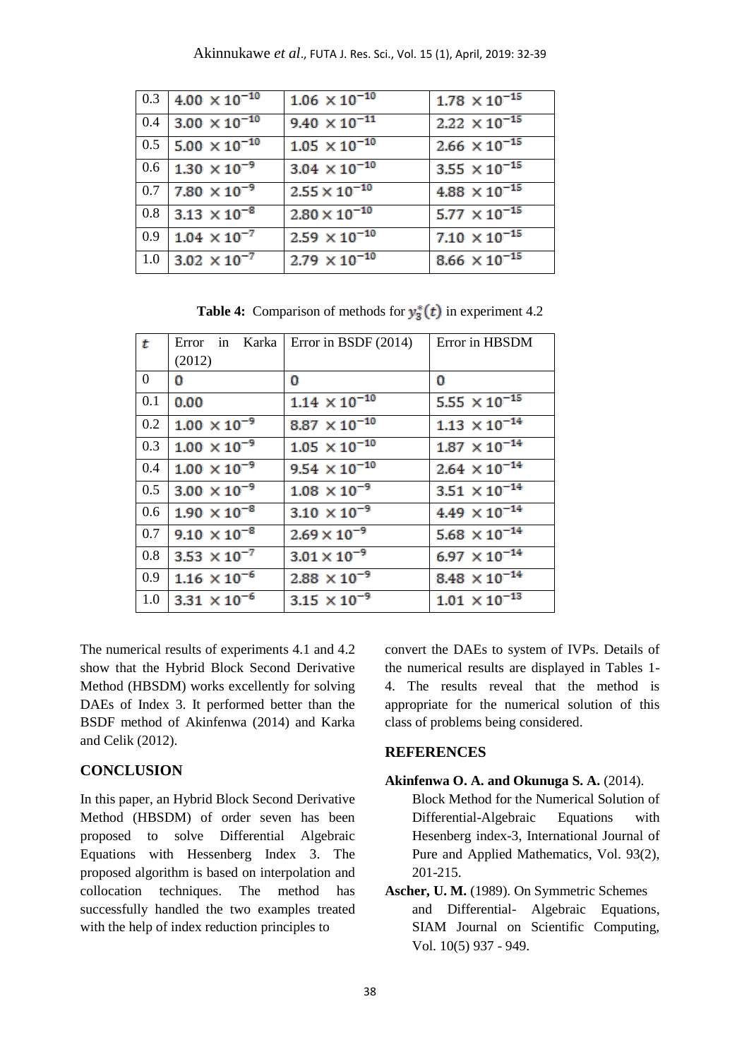| 0.3 | $4.00 \times 10^{-10}$ | $1.06 \times 10^{-10}$ | $1.78 \times 10^{-15}$ |
|---|---|---|---|
| 0.4 | $3.00 \times 10^{-10}$ | $9.40 \times 10^{-11}$ | $2.22 \times 10^{-15}$ |
| 0.5 | $5.00 \times 10^{-10}$ | $1.05 \times 10^{-10}$ | $2.66 \times 10^{-15}$ |
| 0.6 | $1.30 \times 10^{-9}$ | $3.04 \times 10^{-10}$ | $3.55 \times 10^{-15}$ |
| 0.7 | $7.80 \times 10^{-9}$ | $2.55 \times 10^{-10}$ | $4.88 \times 10^{-15}$ |
| 0.8 | $3.13 \times 10^{-8}$ | $2.80 \times 10^{-10}$ | $5.77 \times 10^{-15}$ |
| 0.9 | $1.04 \times 10^{-7}$ | $2.59 \times 10^{-10}$ | $7.10 \times 10^{-15}$ |
| 1.0 | $3.02 \times 10^{-7}$ | $2.79 \times 10^{-10}$ | $8.66 \times 10^{-15}$ |

**Table 4:** Comparison of methods for $y_3^*(t)$ in experiment 4.2

| $t$ | Error in Karka (2012) | Error in BSDF (2014) | Error in HBSDM |
|---|---|---|---|
| 0 | 0 | 0 | 0 |
| 0.1 | 0.00 | $1.14 \times 10^{-10}$ | $5.55 \times 10^{-15}$ |
| 0.2 | $1.00 \times 10^{-9}$ | $8.87 \times 10^{-10}$ | $1.13 \times 10^{-14}$ |
| 0.3 | $1.00 \times 10^{-9}$ | $1.05 \times 10^{-10}$ | $1.87 \times 10^{-14}$ |
| 0.4 | $1.00 \times 10^{-9}$ | $9.54 \times 10^{-10}$ | $2.64 \times 10^{-14}$ |
| 0.5 | $3.00 \times 10^{-9}$ | $1.08 \times 10^{-9}$ | $3.51 \times 10^{-14}$ |
| 0.6 | $1.90 \times 10^{-8}$ | $3.10 \times 10^{-9}$ | $4.49 \times 10^{-14}$ |
| 0.7 | $9.10 \times 10^{-8}$ | $2.69 \times 10^{-9}$ | $5.68 \times 10^{-14}$ |
| 0.8 | $3.53 \times 10^{-7}$ | $3.01 \times 10^{-9}$ | $6.97 \times 10^{-14}$ |
| 0.9 | $1.16 \times 10^{-6}$ | $2.88 \times 10^{-9}$ | $8.48 \times 10^{-14}$ |
| 1.0 | $3.31 \times 10^{-6}$ | $3.15 \times 10^{-9}$ | $1.01 \times 10^{-13}$ |

The numerical results of experiments 4.1 and 4.2 show that the Hybrid Block Second Derivative Method (HBSDM) works excellently for solving DAEs of Index 3. It performed better than the BSDF method of Akinfenwa (2014) and Karka and Celik (2012).

## CONCLUSION

In this paper, an Hybrid Block Second Derivative Method (HBSDM) of order seven has been proposed to solve Differential Algebraic Equations with Hessenberg Index 3. The proposed algorithm is based on interpolation and collocation techniques. The method has successfully handled the two examples treated with the help of index reduction principles to convert the DAEs to system of IVPs. Details of the numerical results are displayed in Tables 1-4. The results reveal that the method is appropriate for the numerical solution of this class of problems being considered.

## REFERENCES

**Akinfenwa O. A. and Okunuga S. A.** (2014). Block Method for the Numerical Solution of Differential-Algebraic Equations with Hesenberg index-3, International Journal of Pure and Applied Mathematics, Vol. 93(2), 201-215.

**Ascher, U. M.** (1989). On Symmetric Schemes and Differential- Algebraic Equations, SIAM Journal on Scientific Computing, Vol. 10(5) 937 - 949.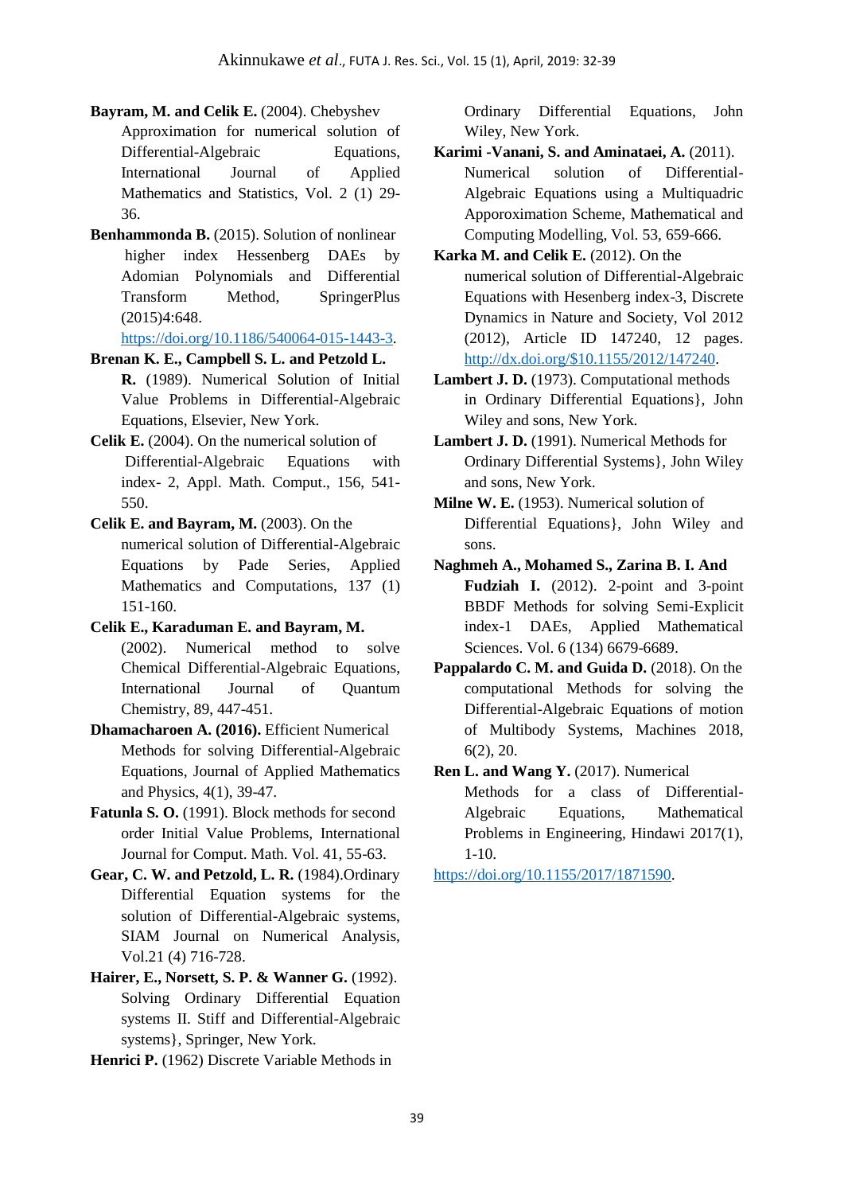**Bayram, M. and Celik E.** (2004). Chebyshev Approximation for numerical solution of Differential-Algebraic Equations, International Journal of Applied Mathematics and Statistics, Vol. 2 (1) 29-36.

**Benhammonda B.** (2015). Solution of nonlinear higher index Hessenberg DAEs by Adomian Polynomials and Differential Transform Method, SpringerPlus (2015)4:648. https://doi.org/10.1186/540064-015-1443-3.

**Brenan K. E., Campbell S. L. and Petzold L. R.** (1989). Numerical Solution of Initial Value Problems in Differential-Algebraic Equations, Elsevier, New York.

**Celik E.** (2004). On the numerical solution of Differential-Algebraic Equations with index- 2, Appl. Math. Comput., 156, 541-550.

**Celik E. and Bayram, M.** (2003). On the numerical solution of Differential-Algebraic Equations by Pade Series, Applied Mathematics and Computations, 137 (1) 151-160.

**Celik E., Karaduman E. and Bayram, M.** (2002). Numerical method to solve Chemical Differential-Algebraic Equations, International Journal of Quantum Chemistry, 89, 447-451.

**Dhamacharoen A. (2016).** Efficient Numerical Methods for solving Differential-Algebraic Equations, Journal of Applied Mathematics and Physics, 4(1), 39-47.

**Fatunla S. O.** (1991). Block methods for second order Initial Value Problems, International Journal for Comput. Math. Vol. 41, 55-63.

**Gear, C. W. and Petzold, L. R.** (1984).Ordinary Differential Equation systems for the solution of Differential-Algebraic systems, SIAM Journal on Numerical Analysis, Vol.21 (4) 716-728.

**Hairer, E., Norsett, S. P. & Wanner G.** (1992). Solving Ordinary Differential Equation systems II. Stiff and Differential-Algebraic systems}, Springer, New York.

**Henrici P.** (1962) Discrete Variable Methods in Ordinary Differential Equations, John Wiley, New York.

**Karimi -Vanani, S. and Aminataei, A.** (2011). Numerical solution of Differential-Algebraic Equations using a Multiquadric Apporoximation Scheme, Mathematical and Computing Modelling, Vol. 53, 659-666.

**Karka M. and Celik E.** (2012). On the numerical solution of Differential-Algebraic Equations with Hesenberg index-3, Discrete Dynamics in Nature and Society, Vol 2012 (2012), Article ID 147240, 12 pages. http://dx.doi.org/$10.1155/2012/147240.

**Lambert J. D.** (1973). Computational methods in Ordinary Differential Equations}, John Wiley and sons, New York.

**Lambert J. D.** (1991). Numerical Methods for Ordinary Differential Systems}, John Wiley and sons, New York.

**Milne W. E.** (1953). Numerical solution of Differential Equations}, John Wiley and sons.

**Naghmeh A., Mohamed S., Zarina B. I. And Fudziah I.** (2012). 2-point and 3-point BBDF Methods for solving Semi-Explicit index-1 DAEs, Applied Mathematical Sciences. Vol. 6 (134) 6679-6689.

**Pappalardo C. M. and Guida D.** (2018). On the computational Methods for solving the Differential-Algebraic Equations of motion of Multibody Systems, Machines 2018, 6(2), 20.

**Ren L. and Wang Y.** (2017). Numerical Methods for a class of Differential-Algebraic Equations, Mathematical Problems in Engineering, Hindawi 2017(1), 1-10. https://doi.org/10.1155/2017/1871590.